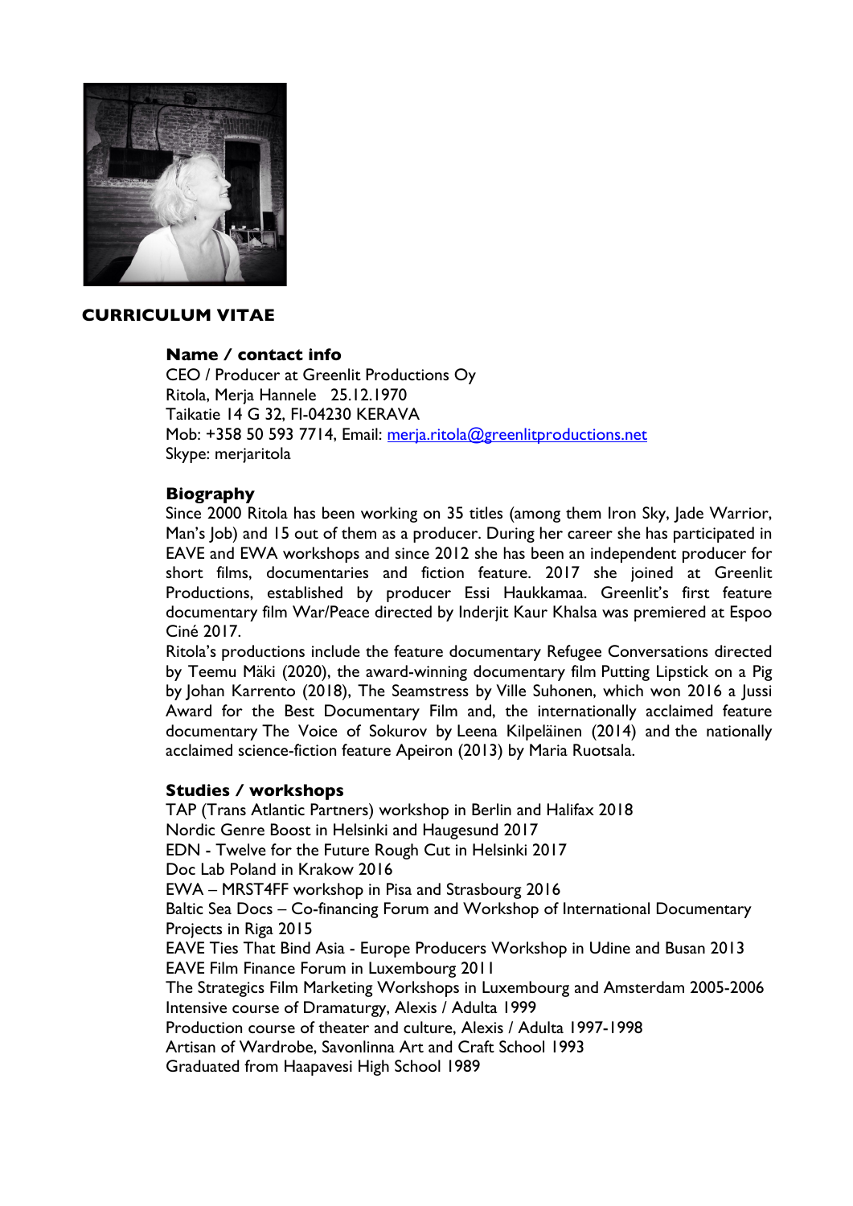# CURRICULUM VITAE

## Name / contact info

CEO / Producer at Greenlit Productions Oy
Ritola, Merja Hannele 25.12.1970
Taikatie 14 G 32, FI-04230 KERAVA
Mob: +358 50 593 7714, Email: merja.ritola@greenlitproductions.net
Skype: merjaritola

## Biography

Since 2000 Ritola has been working on 35 titles (among them Iron Sky, Jade Warrior, Man's Job) and 15 out of them as a producer. During her career she has participated in EAVE and EWA workshops and since 2012 she has been an independent producer for short films, documentaries and fiction feature. 2017 she joined at Greenlit Productions, established by producer Essi Haukkamaa. Greenlit's first feature documentary film War/Peace directed by Inderjit Kaur Khalsa was premiered at Espoo Ciné 2017.

Ritola's productions include the feature documentary Refugee Conversations directed by Teemu Mäki (2020), the award-winning documentary film Putting Lipstick on a Pig by Johan Karrento (2018), The Seamstress by Ville Suhonen, which won 2016 a Jussi Award for the Best Documentary Film and, the internationally acclaimed feature documentary The Voice of Sokurov by Leena Kilpeläinen (2014) and the nationally acclaimed science-fiction feature Apeiron (2013) by Maria Ruotsala.

## Studies / workshops

TAP (Trans Atlantic Partners) workshop in Berlin and Halifax 2018
Nordic Genre Boost in Helsinki and Haugesund 2017
EDN - Twelve for the Future Rough Cut in Helsinki 2017
Doc Lab Poland in Krakow 2016
EWA – MRST4FF workshop in Pisa and Strasbourg 2016
Baltic Sea Docs – Co-financing Forum and Workshop of International Documentary Projects in Riga 2015
EAVE Ties That Bind Asia - Europe Producers Workshop in Udine and Busan 2013
EAVE Film Finance Forum in Luxembourg 2011
The Strategics Film Marketing Workshops in Luxembourg and Amsterdam 2005-2006
Intensive course of Dramaturgy, Alexis / Adulta 1999
Production course of theater and culture, Alexis / Adulta 1997-1998
Artisan of Wardrobe, Savonlinna Art and Craft School 1993
Graduated from Haapavesi High School 1989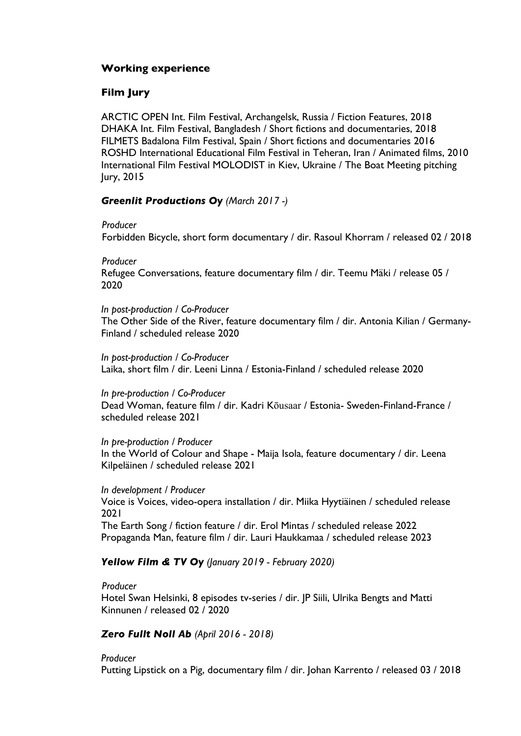## Working experience

### Film Jury

ARCTIC OPEN Int. Film Festival, Archangelsk, Russia / Fiction Features, 2018
DHAKA Int. Film Festival, Bangladesh / Short fictions and documentaries, 2018
FILMETS Badalona Film Festival, Spain / Short fictions and documentaries 2016
ROSHD International Educational Film Festival in Teheran, Iran / Animated films, 2010
International Film Festival MOLODIST in Kiev, Ukraine / The Boat Meeting pitching Jury, 2015

### ***Greenlit Productions Oy*** *(March 2017 -)*

*Producer*
Forbidden Bicycle, short form documentary / dir. Rasoul Khorram / released 02 / 2018

*Producer*
Refugee Conversations, feature documentary film / dir. Teemu Mäki / release 05 / 2020

*In post-production / Co-Producer*
The Other Side of the River, feature documentary film / dir. Antonia Kilian / Germany-Finland / scheduled release 2020

*In post-production / Co-Producer*
Laika, short film / dir. Leeni Linna / Estonia-Finland / scheduled release 2020

*In pre-production / Co-Producer*
Dead Woman, feature film / dir. Kadri Kõusaar / Estonia- Sweden-Finland-France / scheduled release 2021

*In pre-production / Producer*
In the World of Colour and Shape - Maija Isola, feature documentary / dir. Leena Kilpeläinen / scheduled release 2021

*In development / Producer*
Voice is Voices, video-opera installation / dir. Miika Hyytiäinen / scheduled release 2021
The Earth Song / fiction feature / dir. Erol Mintas / scheduled release 2022
Propaganda Man, feature film / dir. Lauri Haukkamaa / scheduled release 2023

### ***Yellow Film & TV Oy*** *(January 2019 - February 2020)*

*Producer*
Hotel Swan Helsinki, 8 episodes tv-series / dir. JP Siili, Ulrika Bengts and Matti Kinnunen / released 02 / 2020

### ***Zero Fullt Noll Ab*** *(April 2016 - 2018)*

*Producer*
Putting Lipstick on a Pig, documentary film / dir. Johan Karrento / released 03 / 2018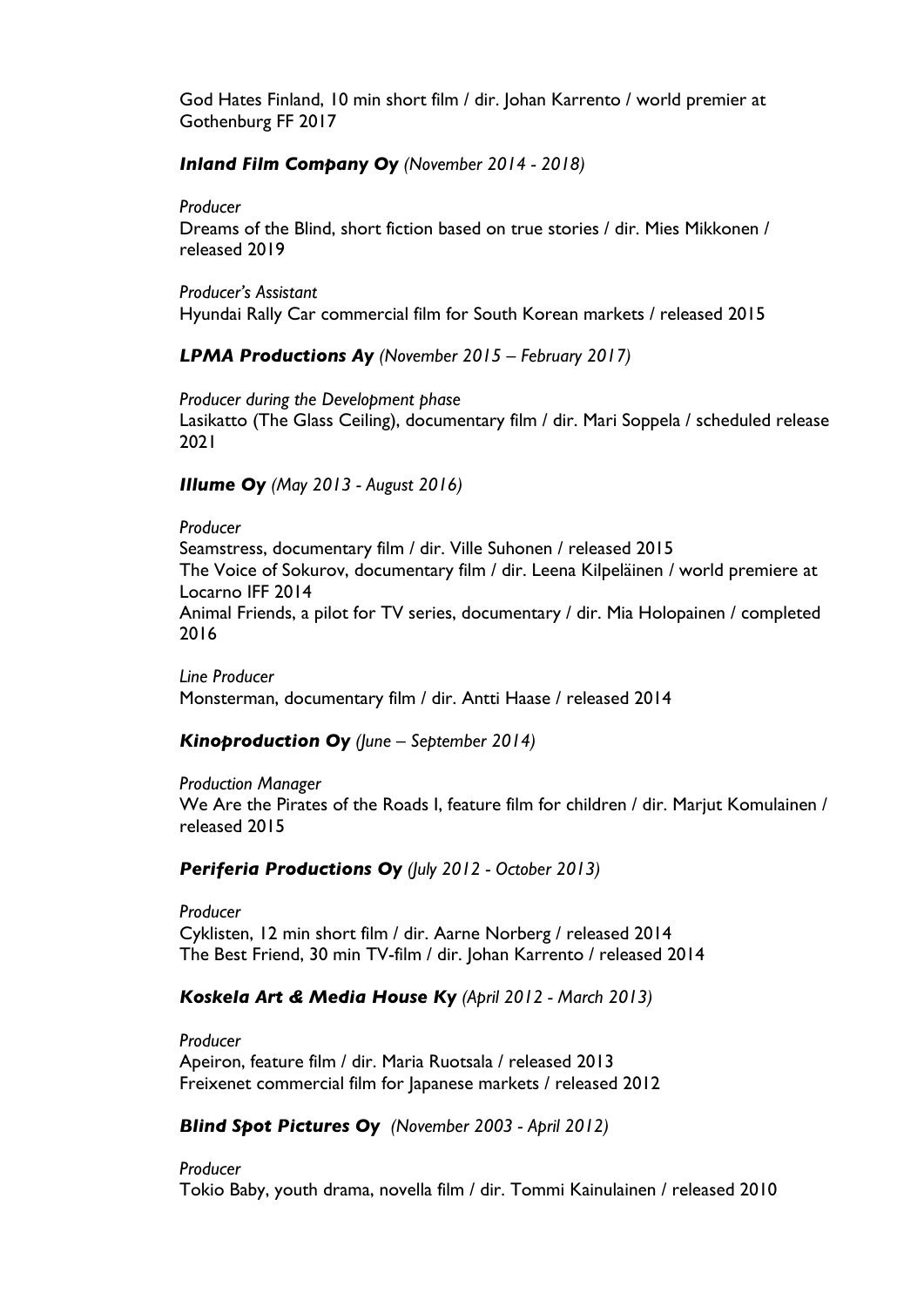God Hates Finland, 10 min short film / dir. Johan Karrento / world premier at Gothenburg FF 2017

***Inland Film Company Oy*** *(November 2014 - 2018)*

*Producer*
Dreams of the Blind, short fiction based on true stories / dir. Mies Mikkonen / released 2019

*Producer's Assistant*
Hyundai Rally Car commercial film for South Korean markets / released 2015

***LPMA Productions Ay*** *(November 2015 – February 2017)*

*Producer during the Development phase*
Lasikatto (The Glass Ceiling), documentary film / dir. Mari Soppela / scheduled release 2021

***Illume Oy*** *(May 2013 - August 2016)*

*Producer*
Seamstress, documentary film / dir. Ville Suhonen / released 2015
The Voice of Sokurov, documentary film / dir. Leena Kilpeläinen / world premiere at Locarno IFF 2014
Animal Friends, a pilot for TV series, documentary / dir. Mia Holopainen / completed 2016

*Line Producer*
Monsterman, documentary film / dir. Antti Haase / released 2014

***Kinoproduction Oy*** *(June – September 2014)*

*Production Manager*
We Are the Pirates of the Roads I, feature film for children / dir. Marjut Komulainen / released 2015

***Periferia Productions Oy*** *(July 2012 - October 2013)*

*Producer*
Cyklisten, 12 min short film / dir. Aarne Norberg / released 2014
The Best Friend, 30 min TV-film / dir. Johan Karrento / released 2014

***Koskela Art & Media House Ky*** *(April 2012 - March 2013)*

*Producer*
Apeiron, feature film / dir. Maria Ruotsala / released 2013
Freixenet commercial film for Japanese markets / released 2012

***Blind Spot Pictures Oy*** *(November 2003 - April 2012)*

*Producer*
Tokio Baby, youth drama, novella film / dir. Tommi Kainulainen / released 2010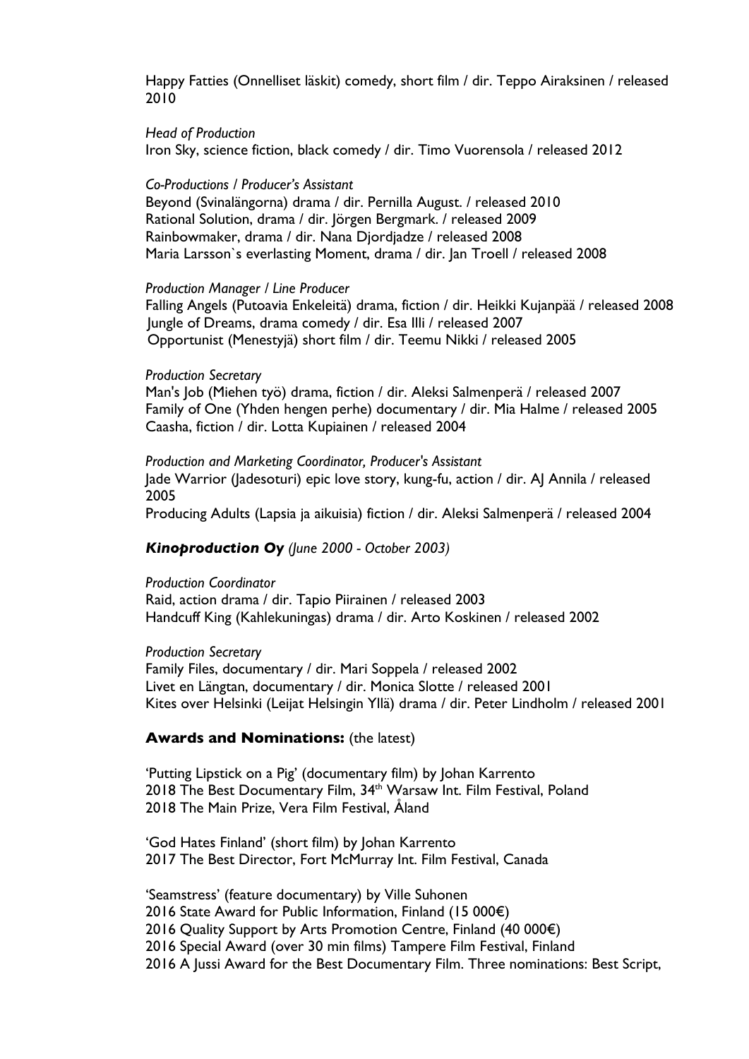Happy Fatties (Onnelliset läskit) comedy, short film / dir. Teppo Airaksinen / released 2010

*Head of Production*
Iron Sky, science fiction, black comedy / dir. Timo Vuorensola / released 2012

*Co-Productions / Producer's Assistant*
Beyond (Svinalängorna) drama / dir. Pernilla August. / released 2010
Rational Solution, drama / dir. Jörgen Bergmark. / released 2009
Rainbowmaker, drama / dir. Nana Djordjadze / released 2008
Maria Larsson`s everlasting Moment, drama / dir. Jan Troell / released 2008

*Production Manager / Line Producer*
Falling Angels (Putoavia Enkeleitä) drama, fiction / dir. Heikki Kujanpää / released 2008
Jungle of Dreams, drama comedy / dir. Esa Illi / released 2007
Opportunist (Menestyjä) short film / dir. Teemu Nikki / released 2005

*Production Secretary*
Man's Job (Miehen työ) drama, fiction / dir. Aleksi Salmenperä / released 2007
Family of One (Yhden hengen perhe) documentary / dir. Mia Halme / released 2005
Caasha, fiction / dir. Lotta Kupiainen / released 2004

*Production and Marketing Coordinator, Producer's Assistant*
Jade Warrior (Jadesoturi) epic love story, kung-fu, action / dir. AJ Annila / released 2005
Producing Adults (Lapsia ja aikuisia) fiction / dir. Aleksi Salmenperä / released 2004

***Kinoproduction Oy** (June 2000 - October 2003)*

*Production Coordinator*
Raid, action drama / dir. Tapio Piirainen / released 2003
Handcuff King (Kahlekuningas) drama / dir. Arto Koskinen / released 2002

*Production Secretary*
Family Files, documentary / dir. Mari Soppela / released 2002
Livet en Längtan, documentary / dir. Monica Slotte / released 2001
Kites over Helsinki (Leijat Helsingin Yllä) drama / dir. Peter Lindholm / released 2001

**Awards and Nominations:** (the latest)

'Putting Lipstick on a Pig' (documentary film) by Johan Karrento
2018 The Best Documentary Film, 34th Warsaw Int. Film Festival, Poland
2018 The Main Prize, Vera Film Festival, Åland

'God Hates Finland' (short film) by Johan Karrento
2017 The Best Director, Fort McMurray Int. Film Festival, Canada

'Seamstress' (feature documentary) by Ville Suhonen
2016 State Award for Public Information, Finland (15 000€)
2016 Quality Support by Arts Promotion Centre, Finland (40 000€)
2016 Special Award (over 30 min films) Tampere Film Festival, Finland
2016 A Jussi Award for the Best Documentary Film. Three nominations: Best Script,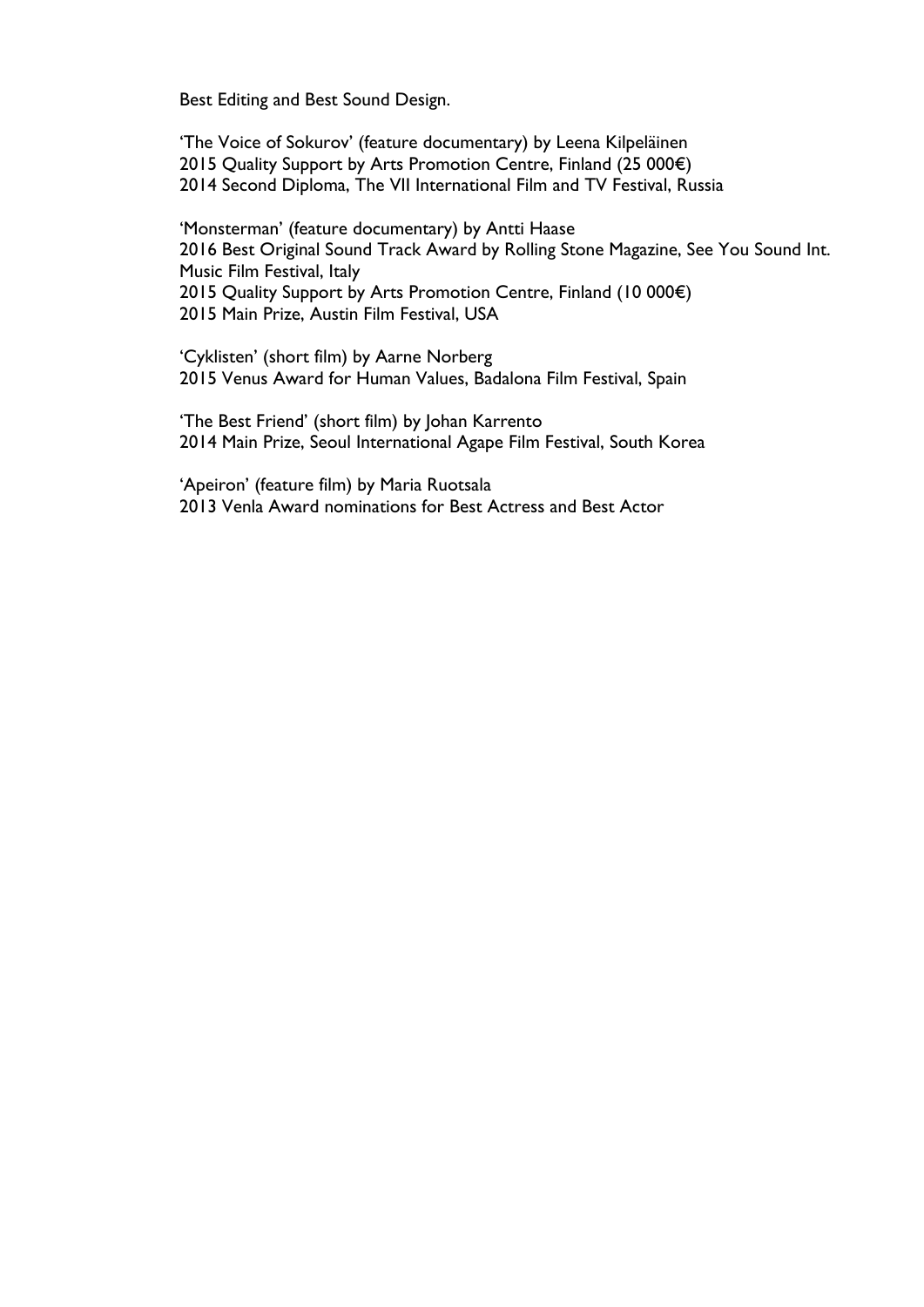Best Editing and Best Sound Design.

'The Voice of Sokurov' (feature documentary) by Leena Kilpeläinen
2015 Quality Support by Arts Promotion Centre, Finland (25 000€)
2014 Second Diploma, The VII International Film and TV Festival, Russia

'Monsterman' (feature documentary) by Antti Haase
2016 Best Original Sound Track Award by Rolling Stone Magazine, See You Sound Int. Music Film Festival, Italy
2015 Quality Support by Arts Promotion Centre, Finland (10 000€)
2015 Main Prize, Austin Film Festival, USA

'Cyklisten' (short film) by Aarne Norberg
2015 Venus Award for Human Values, Badalona Film Festival, Spain

'The Best Friend' (short film) by Johan Karrento
2014 Main Prize, Seoul International Agape Film Festival, South Korea

'Apeiron' (feature film) by Maria Ruotsala
2013 Venla Award nominations for Best Actress and Best Actor